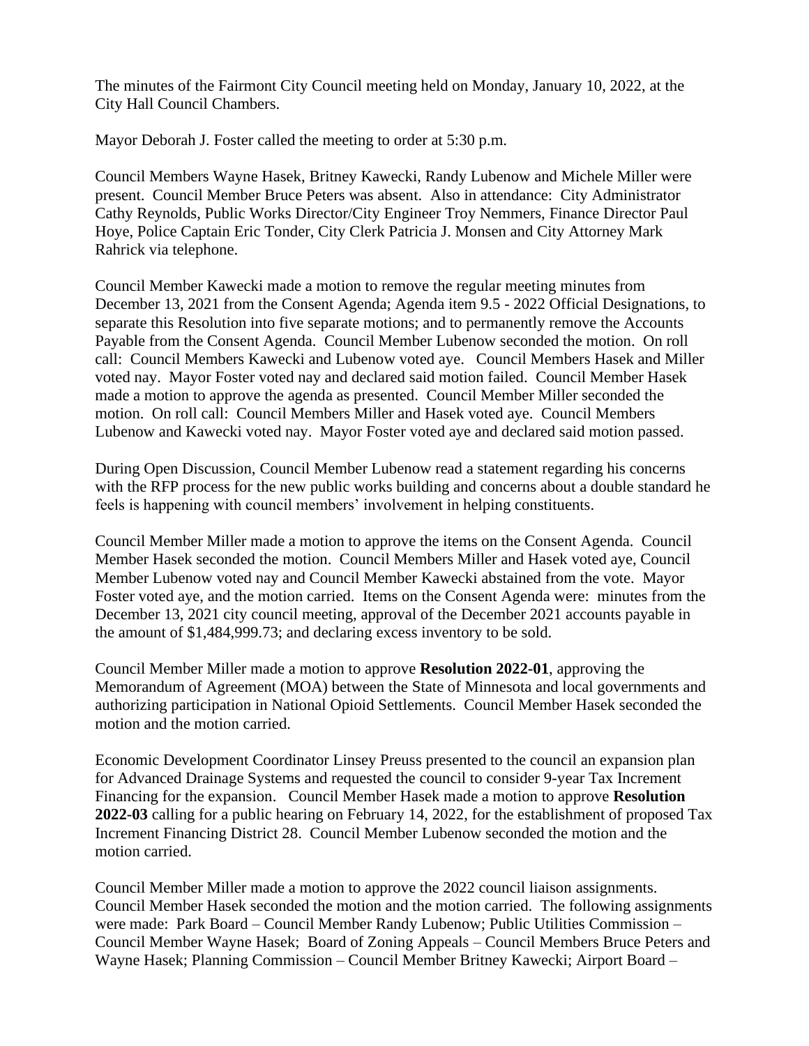The minutes of the Fairmont City Council meeting held on Monday, January 10, 2022, at the City Hall Council Chambers.

Mayor Deborah J. Foster called the meeting to order at 5:30 p.m.

Council Members Wayne Hasek, Britney Kawecki, Randy Lubenow and Michele Miller were present. Council Member Bruce Peters was absent. Also in attendance: City Administrator Cathy Reynolds, Public Works Director/City Engineer Troy Nemmers, Finance Director Paul Hoye, Police Captain Eric Tonder, City Clerk Patricia J. Monsen and City Attorney Mark Rahrick via telephone.

Council Member Kawecki made a motion to remove the regular meeting minutes from December 13, 2021 from the Consent Agenda; Agenda item 9.5 - 2022 Official Designations, to separate this Resolution into five separate motions; and to permanently remove the Accounts Payable from the Consent Agenda. Council Member Lubenow seconded the motion. On roll call: Council Members Kawecki and Lubenow voted aye. Council Members Hasek and Miller voted nay. Mayor Foster voted nay and declared said motion failed. Council Member Hasek made a motion to approve the agenda as presented. Council Member Miller seconded the motion. On roll call: Council Members Miller and Hasek voted aye. Council Members Lubenow and Kawecki voted nay. Mayor Foster voted aye and declared said motion passed.

During Open Discussion, Council Member Lubenow read a statement regarding his concerns with the RFP process for the new public works building and concerns about a double standard he feels is happening with council members' involvement in helping constituents.

Council Member Miller made a motion to approve the items on the Consent Agenda. Council Member Hasek seconded the motion. Council Members Miller and Hasek voted aye, Council Member Lubenow voted nay and Council Member Kawecki abstained from the vote. Mayor Foster voted aye, and the motion carried. Items on the Consent Agenda were: minutes from the December 13, 2021 city council meeting, approval of the December 2021 accounts payable in the amount of $1,484,999.73; and declaring excess inventory to be sold.

Council Member Miller made a motion to approve **Resolution 2022-01**, approving the Memorandum of Agreement (MOA) between the State of Minnesota and local governments and authorizing participation in National Opioid Settlements. Council Member Hasek seconded the motion and the motion carried.

Economic Development Coordinator Linsey Preuss presented to the council an expansion plan for Advanced Drainage Systems and requested the council to consider 9-year Tax Increment Financing for the expansion. Council Member Hasek made a motion to approve **Resolution 2022-03** calling for a public hearing on February 14, 2022, for the establishment of proposed Tax Increment Financing District 28. Council Member Lubenow seconded the motion and the motion carried.

Council Member Miller made a motion to approve the 2022 council liaison assignments. Council Member Hasek seconded the motion and the motion carried. The following assignments were made: Park Board – Council Member Randy Lubenow; Public Utilities Commission – Council Member Wayne Hasek; Board of Zoning Appeals – Council Members Bruce Peters and Wayne Hasek; Planning Commission – Council Member Britney Kawecki; Airport Board –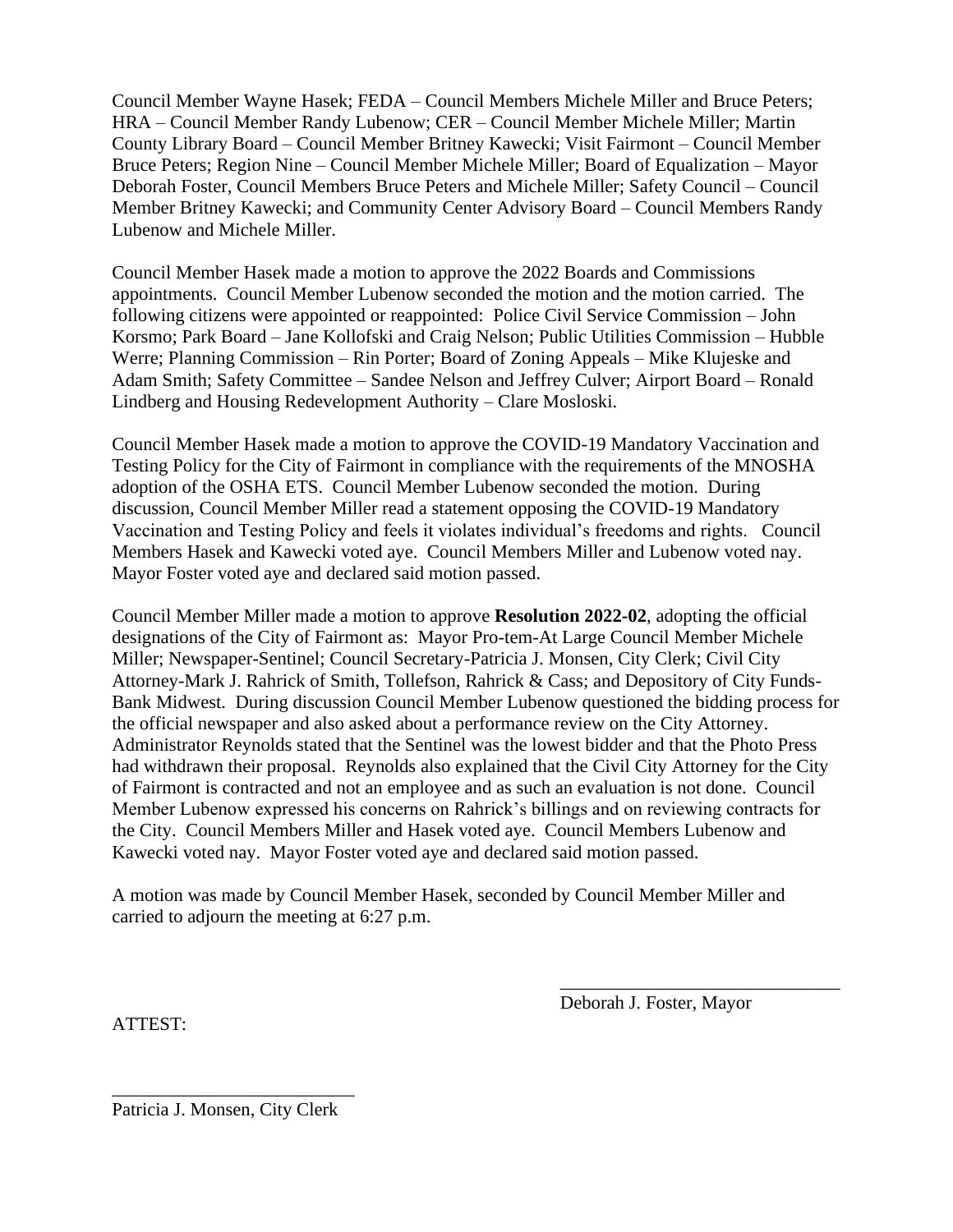Council Member Wayne Hasek; FEDA – Council Members Michele Miller and Bruce Peters; HRA – Council Member Randy Lubenow; CER – Council Member Michele Miller; Martin County Library Board – Council Member Britney Kawecki; Visit Fairmont – Council Member Bruce Peters; Region Nine – Council Member Michele Miller; Board of Equalization – Mayor Deborah Foster, Council Members Bruce Peters and Michele Miller; Safety Council – Council Member Britney Kawecki; and Community Center Advisory Board – Council Members Randy Lubenow and Michele Miller.

Council Member Hasek made a motion to approve the 2022 Boards and Commissions appointments. Council Member Lubenow seconded the motion and the motion carried. The following citizens were appointed or reappointed: Police Civil Service Commission – John Korsmo; Park Board – Jane Kollofski and Craig Nelson; Public Utilities Commission – Hubble Werre; Planning Commission – Rin Porter; Board of Zoning Appeals – Mike Klujeske and Adam Smith; Safety Committee – Sandee Nelson and Jeffrey Culver; Airport Board – Ronald Lindberg and Housing Redevelopment Authority – Clare Mosloski.

Council Member Hasek made a motion to approve the COVID-19 Mandatory Vaccination and Testing Policy for the City of Fairmont in compliance with the requirements of the MNOSHA adoption of the OSHA ETS. Council Member Lubenow seconded the motion. During discussion, Council Member Miller read a statement opposing the COVID-19 Mandatory Vaccination and Testing Policy and feels it violates individual's freedoms and rights. Council Members Hasek and Kawecki voted aye. Council Members Miller and Lubenow voted nay. Mayor Foster voted aye and declared said motion passed.

Council Member Miller made a motion to approve **Resolution 2022-02**, adopting the official designations of the City of Fairmont as: Mayor Pro-tem-At Large Council Member Michele Miller; Newspaper-Sentinel; Council Secretary-Patricia J. Monsen, City Clerk; Civil City Attorney-Mark J. Rahrick of Smith, Tollefson, Rahrick & Cass; and Depository of City Funds-Bank Midwest. During discussion Council Member Lubenow questioned the bidding process for the official newspaper and also asked about a performance review on the City Attorney. Administrator Reynolds stated that the Sentinel was the lowest bidder and that the Photo Press had withdrawn their proposal. Reynolds also explained that the Civil City Attorney for the City of Fairmont is contracted and not an employee and as such an evaluation is not done. Council Member Lubenow expressed his concerns on Rahrick's billings and on reviewing contracts for the City. Council Members Miller and Hasek voted aye. Council Members Lubenow and Kawecki voted nay. Mayor Foster voted aye and declared said motion passed.

A motion was made by Council Member Hasek, seconded by Council Member Miller and carried to adjourn the meeting at 6:27 p.m.

\_\_\_\_\_\_\_\_\_\_\_\_\_\_\_\_\_\_\_\_\_\_\_\_\_\_\_\_\_\_

Deborah J. Foster, Mayor

ATTEST:

\_\_\_\_\_\_\_\_\_\_\_\_\_\_\_\_\_\_\_\_\_\_\_\_\_\_\_\_

Patricia J. Monsen, City Clerk